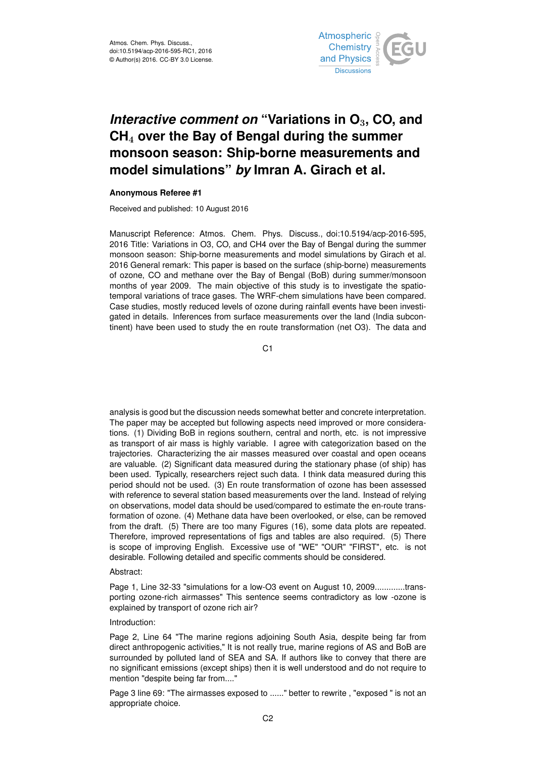# *Interactive comment on* "Variations in $O_3$, CO, and $CH_4$ over the Bay of Bengal during the summer monsoon season: Ship-borne measurements and model simulations" *by* Imran A. Girach et al.

**Anonymous Referee #1**

Received and published: 10 August 2016

Manuscript Reference: Atmos. Chem. Phys. Discuss., doi:10.5194/acp-2016-595, 2016 Title: Variations in O3, CO, and CH4 over the Bay of Bengal during the summer monsoon season: Ship-borne measurements and model simulations by Girach et al. 2016 General remark: This paper is based on the surface (ship-borne) measurements of ozone, CO and methane over the Bay of Bengal (BoB) during summer/monsoon months of year 2009. The main objective of this study is to investigate the spatio-temporal variations of trace gases. The WRF-chem simulations have been compared. Case studies, mostly reduced levels of ozone during rainfall events have been investigated in details. Inferences from surface measurements over the land (India subcontinent) have been used to study the en route transformation (net O3). The data and analysis is good but the discussion needs somewhat better and concrete interpretation. The paper may be accepted but following aspects need improved or more considerations. (1) Dividing BoB in regions southern, central and north, etc. is not impressive as transport of air mass is highly variable. I agree with categorization based on the trajectories. Characterizing the air masses measured over coastal and open oceans are valuable. (2) Significant data measured during the stationary phase (of ship) has been used. Typically, researchers reject such data. I think data measured during this period should not be used. (3) En route transformation of ozone has been assessed with reference to several station based measurements over the land. Instead of relying on observations, model data should be used/compared to estimate the en-route transformation of ozone. (4) Methane data have been overlooked, or else, can be removed from the draft. (5) There are too many Figures (16), some data plots are repeated. Therefore, improved representations of figs and tables are also required. (5) There is scope of improving English. Excessive use of "WE" "OUR" "FIRST", etc. is not desirable. Following detailed and specific comments should be considered.

Abstract:

Page 1, Line 32-33 "simulations for a low-O3 event on August 10, 2009.............transporting ozone-rich airmasses" This sentence seems contradictory as low -ozone is explained by transport of ozone rich air?

Introduction:

Page 2, Line 64 "The marine regions adjoining South Asia, despite being far from direct anthropogenic activities," It is not really true, marine regions of AS and BoB are surrounded by polluted land of SEA and SA. If authors like to convey that there are no significant emissions (except ships) then it is well understood and do not require to mention "despite being far from...."

Page 3 line 69: "The airmasses exposed to ......" better to rewrite , "exposed " is not an appropriate choice.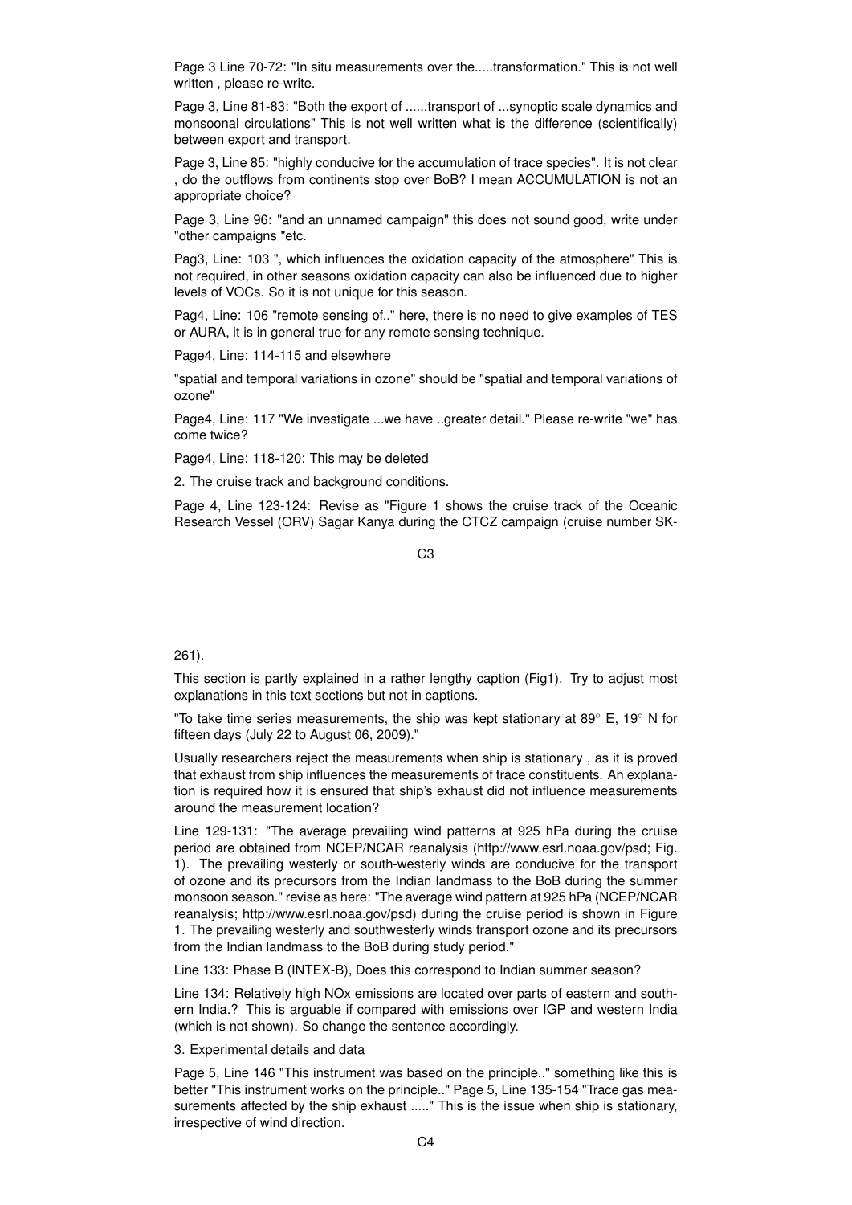Page 3 Line 70-72: "In situ measurements over the.....transformation." This is not well written , please re-write.

Page 3, Line 81-83: "Both the export of ......transport of ...synoptic scale dynamics and monsoonal circulations" This is not well written what is the difference (scientifically) between export and transport.

Page 3, Line 85: "highly conducive for the accumulation of trace species". It is not clear , do the outflows from continents stop over BoB? I mean ACCUMULATION is not an appropriate choice?

Page 3, Line 96: "and an unnamed campaign" this does not sound good, write under "other campaigns "etc.

Pag3, Line: 103 ", which influences the oxidation capacity of the atmosphere" This is not required, in other seasons oxidation capacity can also be influenced due to higher levels of VOCs. So it is not unique for this season.

Pag4, Line: 106 "remote sensing of.." here, there is no need to give examples of TES or AURA, it is in general true for any remote sensing technique.

Page4, Line: 114-115 and elsewhere

"spatial and temporal variations in ozone" should be "spatial and temporal variations of ozone"

Page4, Line: 117 "We investigate ...we have ..greater detail." Please re-write "we" has come twice?

Page4, Line: 118-120: This may be deleted

2. The cruise track and background conditions.

Page 4, Line 123-124: Revise as "Figure 1 shows the cruise track of the Oceanic Research Vessel (ORV) Sagar Kanya during the CTCZ campaign (cruise number SK-261).

This section is partly explained in a rather lengthy caption (Fig1). Try to adjust most explanations in this text sections but not in captions.

"To take time series measurements, the ship was kept stationary at 89° E, 19° N for fifteen days (July 22 to August 06, 2009)."

Usually researchers reject the measurements when ship is stationary , as it is proved that exhaust from ship influences the measurements of trace constituents. An explanation is required how it is ensured that ship's exhaust did not influence measurements around the measurement location?

Line 129-131: "The average prevailing wind patterns at 925 hPa during the cruise period are obtained from NCEP/NCAR reanalysis (http://www.esrl.noaa.gov/psd; Fig. 1). The prevailing westerly or south-westerly winds are conducive for the transport of ozone and its precursors from the Indian landmass to the BoB during the summer monsoon season." revise as here: "The average wind pattern at 925 hPa (NCEP/NCAR reanalysis; http://www.esrl.noaa.gov/psd) during the cruise period is shown in Figure 1. The prevailing westerly and southwesterly winds transport ozone and its precursors from the Indian landmass to the BoB during study period."

Line 133: Phase B (INTEX-B), Does this correspond to Indian summer season?

Line 134: Relatively high NOx emissions are located over parts of eastern and southern India.? This is arguable if compared with emissions over IGP and western India (which is not shown). So change the sentence accordingly.

3. Experimental details and data

Page 5, Line 146 "This instrument was based on the principle.." something like this is better "This instrument works on the principle.." Page 5, Line 135-154 "Trace gas measurements affected by the ship exhaust ....." This is the issue when ship is stationary, irrespective of wind direction.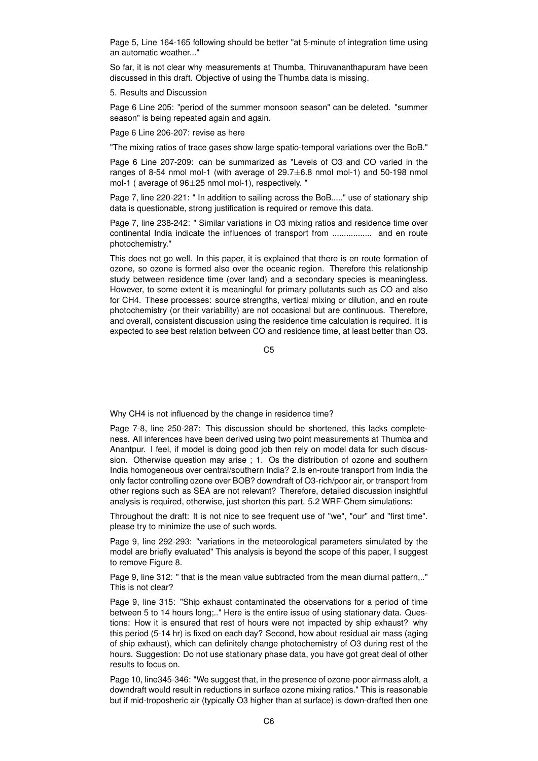Page 5, Line 164-165 following should be better "at 5-minute of integration time using an automatic weather..."

So far, it is not clear why measurements at Thumba, Thiruvananthapuram have been discussed in this draft. Objective of using the Thumba data is missing.

5. Results and Discussion

Page 6 Line 205: "period of the summer monsoon season" can be deleted. "summer season" is being repeated again and again.

Page 6 Line 206-207: revise as here

"The mixing ratios of trace gases show large spatio-temporal variations over the BoB."

Page 6 Line 207-209: can be summarized as "Levels of $O_3$ and CO varied in the ranges of 8-54 nmol mol-1 (with average of 29.7$\pm$6.8 nmol mol-1) and 50-198 nmol mol-1 ( average of 96$\pm$25 nmol mol-1), respectively. "

Page 7, line 220-221: " In addition to sailing across the BoB....." use of stationary ship data is questionable, strong justification is required or remove this data.

Page 7, line 238-242: " Similar variations in $O_3$ mixing ratios and residence time over continental India indicate the influences of transport from ................ and en route photochemistry."

This does not go well. In this paper, it is explained that there is en route formation of ozone, so ozone is formed also over the oceanic region. Therefore this relationship study between residence time (over land) and a secondary species is meaningless. However, to some extent it is meaningful for primary pollutants such as CO and also for $CH_4$. These processes: source strengths, vertical mixing or dilution, and en route photochemistry (or their variability) are not occasional but are continuous. Therefore, and overall, consistent discussion using the residence time calculation is required. It is expected to see best relation between CO and residence time, at least better than $O_3$.

Why $CH_4$ is not influenced by the change in residence time?

Page 7-8, line 250-287: This discussion should be shortened, this lacks completeness. All inferences have been derived using two point measurements at Thumba and Anantpur. I feel, if model is doing good job then rely on model data for such discussion. Otherwise question may arise ; 1. Os the distribution of ozone and southern India homogeneous over central/southern India? 2.Is en-route transport from India the only factor controlling ozone over BOB? downdraft of $O_3$-rich/poor air, or transport from other regions such as SEA are not relevant? Therefore, detailed discussion insightful analysis is required, otherwise, just shorten this part. 5.2 WRF-Chem simulations:

Throughout the draft: It is not nice to see frequent use of "we", "our" and "first time". please try to minimize the use of such words.

Page 9, line 292-293: "variations in the meteorological parameters simulated by the model are briefly evaluated" This analysis is beyond the scope of this paper, I suggest to remove Figure 8.

Page 9, line 312: " that is the mean value subtracted from the mean diurnal pattern,.." This is not clear?

Page 9, line 315: "Ship exhaust contaminated the observations for a period of time between 5 to 14 hours long;.." Here is the entire issue of using stationary data. Questions: How it is ensured that rest of hours were not impacted by ship exhaust? why this period (5-14 hr) is fixed on each day? Second, how about residual air mass (aging of ship exhaust), which can definitely change photochemistry of $O_3$ during rest of the hours. Suggestion: Do not use stationary phase data, you have got great deal of other results to focus on.

Page 10, line345-346: "We suggest that, in the presence of ozone-poor airmass aloft, a downdraft would result in reductions in surface ozone mixing ratios." This is reasonable but if mid-troposheric air (typically $O_3$ higher than at surface) is down-drafted then one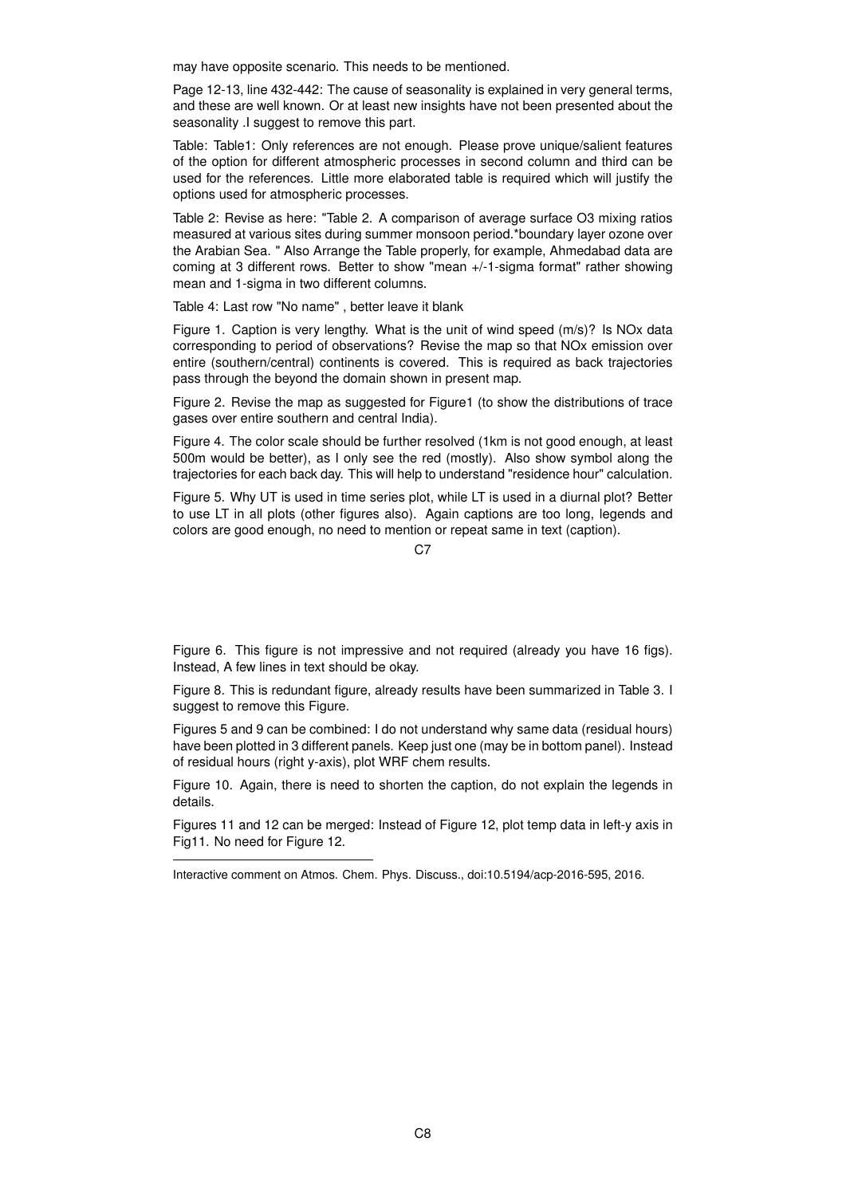may have opposite scenario. This needs to be mentioned.

Page 12-13, line 432-442: The cause of seasonality is explained in very general terms, and these are well known. Or at least new insights have not been presented about the seasonality .I suggest to remove this part.

Table: Table1: Only references are not enough. Please prove unique/salient features of the option for different atmospheric processes in second column and third can be used for the references. Little more elaborated table is required which will justify the options used for atmospheric processes.

Table 2: Revise as here: "Table 2. A comparison of average surface O3 mixing ratios measured at various sites during summer monsoon period.*boundary layer ozone over the Arabian Sea. " Also Arrange the Table properly, for example, Ahmedabad data are coming at 3 different rows. Better to show "mean +/-1-sigma format" rather showing mean and 1-sigma in two different columns.

Table 4: Last row "No name" , better leave it blank

Figure 1. Caption is very lengthy. What is the unit of wind speed (m/s)? Is NOx data corresponding to period of observations? Revise the map so that NOx emission over entire (southern/central) continents is covered. This is required as back trajectories pass through the beyond the domain shown in present map.

Figure 2. Revise the map as suggested for Figure1 (to show the distributions of trace gases over entire southern and central India).

Figure 4. The color scale should be further resolved (1km is not good enough, at least 500m would be better), as I only see the red (mostly). Also show symbol along the trajectories for each back day. This will help to understand "residence hour" calculation.

Figure 5. Why UT is used in time series plot, while LT is used in a diurnal plot? Better to use LT in all plots (other figures also). Again captions are too long, legends and colors are good enough, no need to mention or repeat same in text (caption).

Figure 6. This figure is not impressive and not required (already you have 16 figs). Instead, A few lines in text should be okay.

Figure 8. This is redundant figure, already results have been summarized in Table 3. I suggest to remove this Figure.

Figures 5 and 9 can be combined: I do not understand why same data (residual hours) have been plotted in 3 different panels. Keep just one (may be in bottom panel). Instead of residual hours (right y-axis), plot WRF chem results.

Figure 10. Again, there is need to shorten the caption, do not explain the legends in details.

Figures 11 and 12 can be merged: Instead of Figure 12, plot temp data in left-y axis in Fig11. No need for Figure 12.

---

Interactive comment on Atmos. Chem. Phys. Discuss., doi:10.5194/acp-2016-595, 2016.